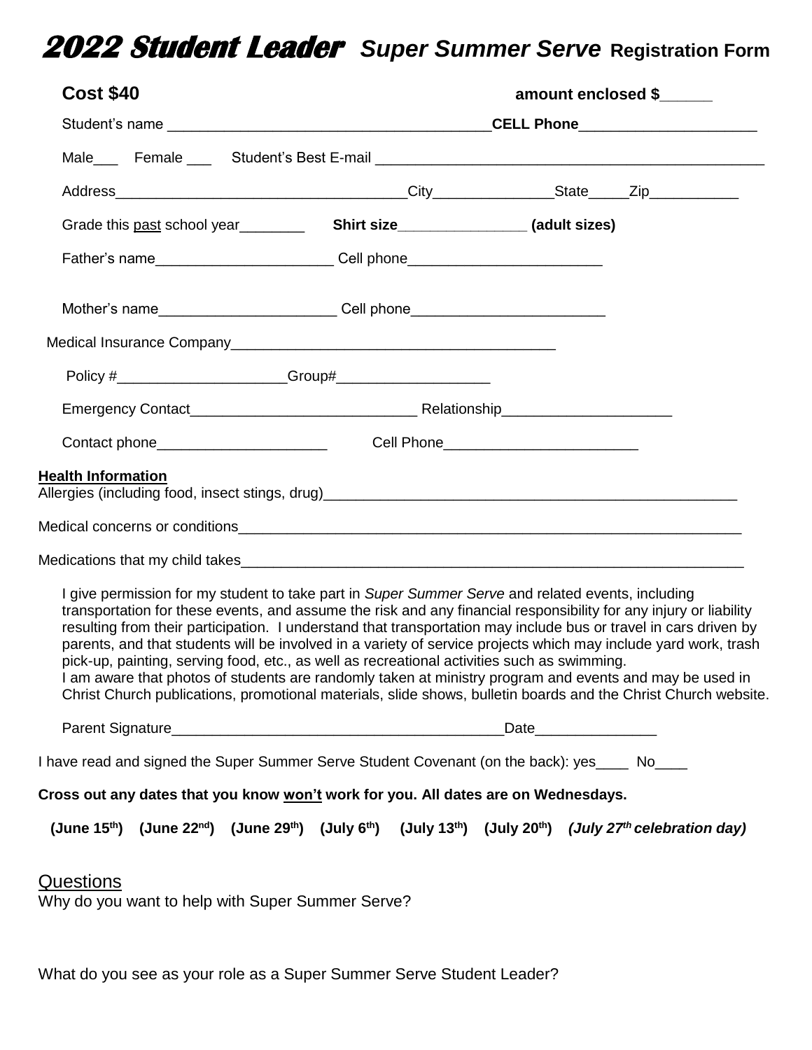# 2022 Student Leader *Super Summer Serve* Registration Form

**Cost $40** **amount enclosed $______**

Student's name ________________________________________ **CELL Phone** _____________________

Male___ Female ___ Student's Best E-mail ______________________________________________

Address___________________________________City______________State_____Zip___________

Grade this past school year________ **Shirt size**_______________ **(adult sizes)**

Father's name_____________________ Cell phone_______________________

Mother's name_____________________ Cell phone_______________________

Medical Insurance Company_______________________________________

Policy #____________________Group#__________________

Emergency Contact___________________________ Relationship____________________

Contact phone____________________ Cell Phone_______________________

**Health Information**

Allergies (including food, insect stings, drug)____________________________________________________

Medical concerns or conditions______________________________________________________________

Medications that my child takes_____________________________________________________________

I give permission for my student to take part in *Super Summer Serve* and related events, including transportation for these events, and assume the risk and any financial responsibility for any injury or liability resulting from their participation. I understand that transportation may include bus or travel in cars driven by parents, and that students will be involved in a variety of service projects which may include yard work, trash pick-up, painting, serving food, etc., as well as recreational activities such as swimming.
I am aware that photos of students are randomly taken at ministry program and events and may be used in Christ Church publications, promotional materials, slide shows, bulletin boards and the Christ Church website.

Parent Signature________________________________________Date_______________

I have read and signed the Super Summer Serve Student Covenant (on the back): yes____ No____

**Cross out any dates that you know won't work for you. All dates are on Wednesdays.**

**(June 15th) (June 22nd) (June 29th) (July 6th) (July 13th) (July 20th)** ***(July 27th celebration day)***

## Questions

Why do you want to help with Super Summer Serve?

What do you see as your role as a Super Summer Serve Student Leader?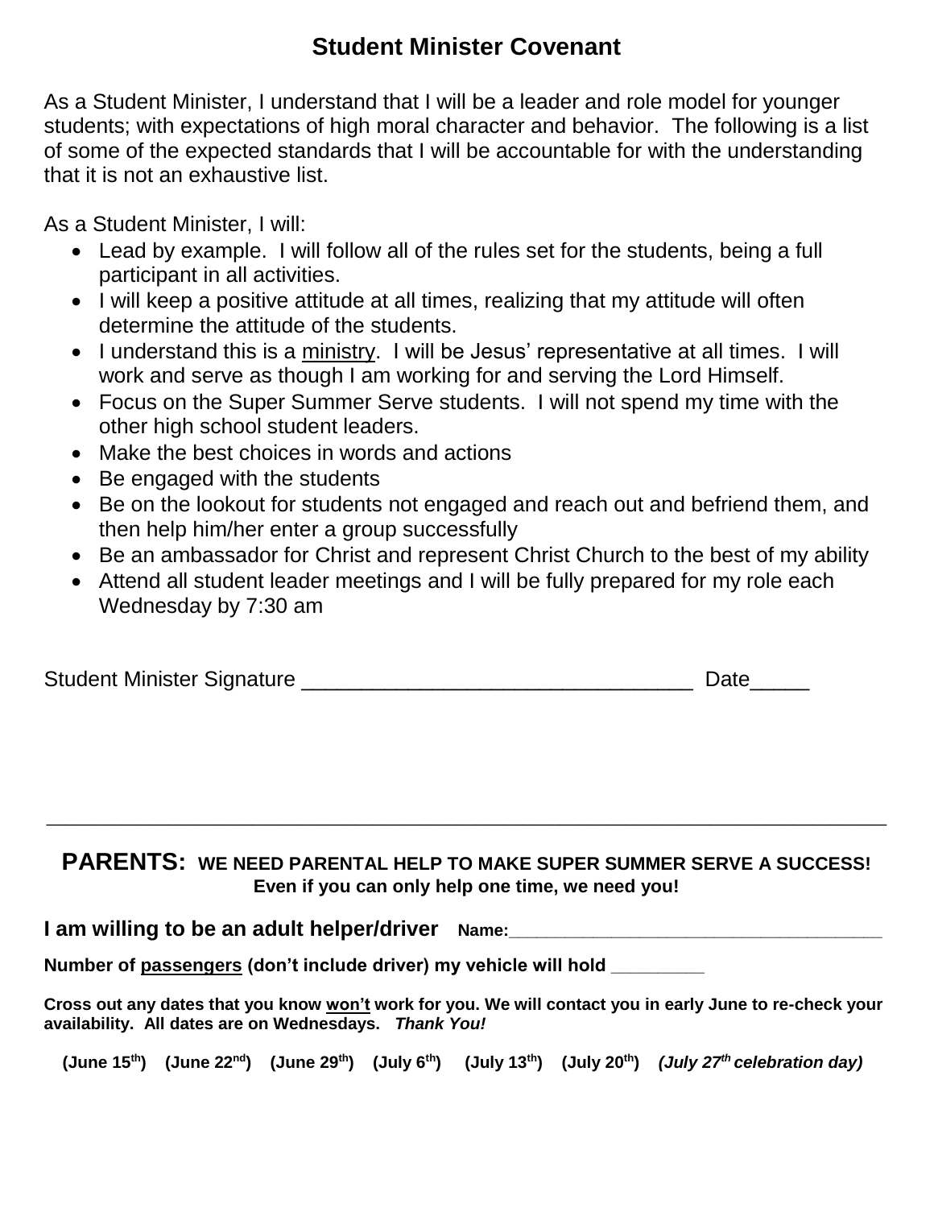# Student Minister Covenant

As a Student Minister, I understand that I will be a leader and role model for younger students; with expectations of high moral character and behavior. The following is a list of some of the expected standards that I will be accountable for with the understanding that it is not an exhaustive list.

As a Student Minister, I will:

- Lead by example. I will follow all of the rules set for the students, being a full participant in all activities.
- I will keep a positive attitude at all times, realizing that my attitude will often determine the attitude of the students.
- I understand this is a <u>ministry</u>. I will be Jesus' representative at all times. I will work and serve as though I am working for and serving the Lord Himself.
- Focus on the Super Summer Serve students. I will not spend my time with the other high school student leaders.
- Make the best choices in words and actions
- Be engaged with the students
- Be on the lookout for students not engaged and reach out and befriend them, and then help him/her enter a group successfully
- Be an ambassador for Christ and represent Christ Church to the best of my ability
- Attend all student leader meetings and I will be fully prepared for my role each Wednesday by 7:30 am

Student Minister Signature _________________________________ Date_____

---

**PARENTS: WE NEED PARENTAL HELP TO MAKE SUPER SUMMER SERVE A SUCCESS!**
**Even if you can only help one time, we need you!**

**I am willing to be an adult helper/driver** **Name:_____________________________________**

**Number of <u>passengers</u> (don't include driver) my vehicle will hold _________**

**Cross out any dates that you know <u>won't</u> work for you. We will contact you in early June to re-check your availability. All dates are on Wednesdays.** ***Thank You!***

**(June 15th) (June 22nd) (June 29th) (July 6th) (July 13th) (July 20th)** ***(July 27th celebration day)***